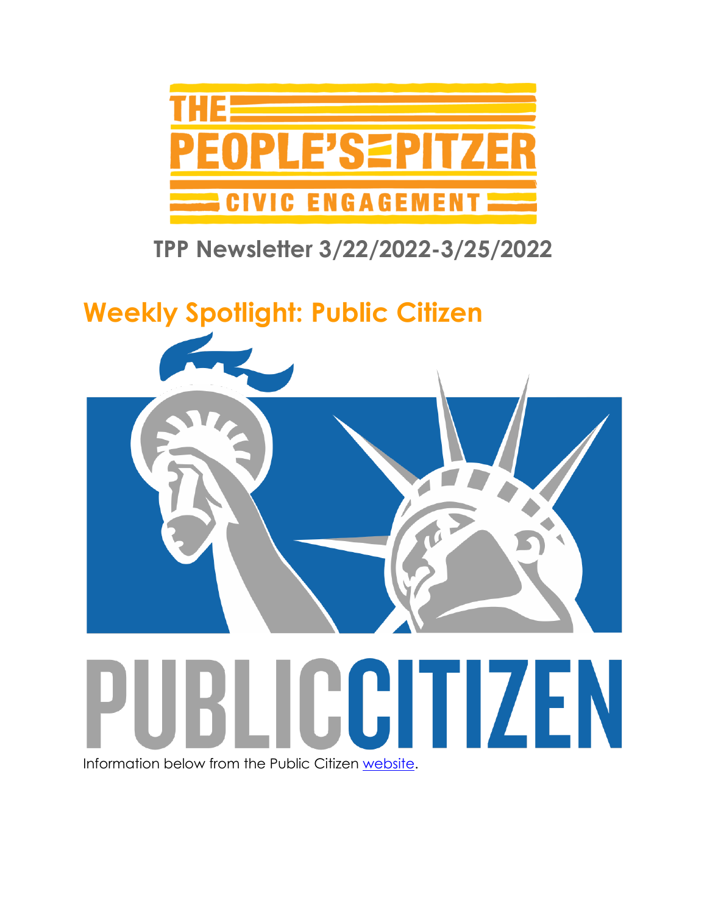# THE PEOPLE'S PITZER

## CIVIC ENGAGEMENT

## TPP Newsletter 3/22/2022-3/25/2022

## Weekly Spotlight: Public Citizen

PUBLIC CITIZEN

Information below from the Public Citizen website.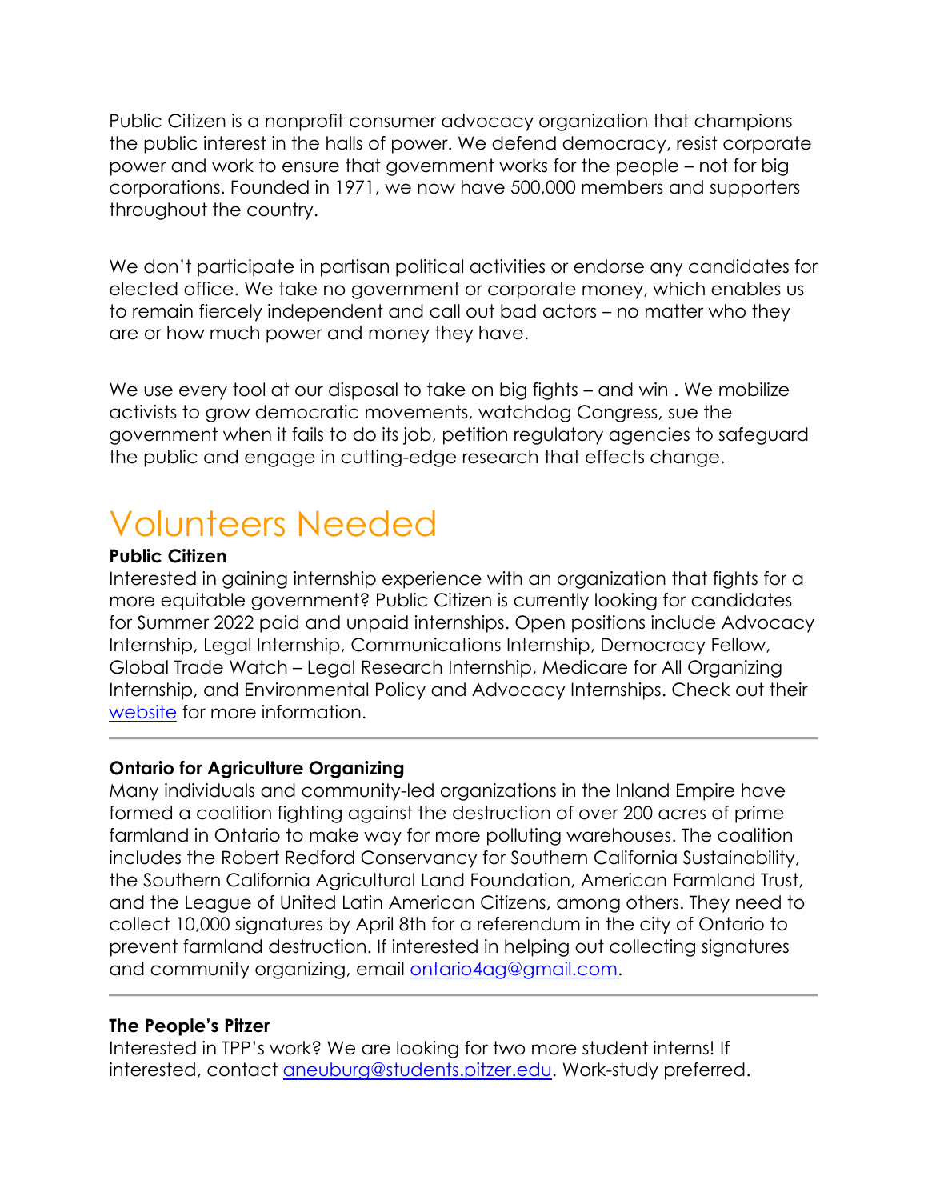Public Citizen is a nonprofit consumer advocacy organization that champions the public interest in the halls of power. We defend democracy, resist corporate power and work to ensure that government works for the people – not for big corporations. Founded in 1971, we now have 500,000 members and supporters throughout the country.

We don't participate in partisan political activities or endorse any candidates for elected office. We take no government or corporate money, which enables us to remain fiercely independent and call out bad actors – no matter who they are or how much power and money they have.

We use every tool at our disposal to take on big fights – and win . We mobilize activists to grow democratic movements, watchdog Congress, sue the government when it fails to do its job, petition regulatory agencies to safeguard the public and engage in cutting-edge research that effects change.

# Volunteers Needed

**Public Citizen**
Interested in gaining internship experience with an organization that fights for a more equitable government? Public Citizen is currently looking for candidates for Summer 2022 paid and unpaid internships. Open positions include Advocacy Internship, Legal Internship, Communications Internship, Democracy Fellow, Global Trade Watch – Legal Research Internship, Medicare for All Organizing Internship, and Environmental Policy and Advocacy Internships. Check out their website for more information.

---

**Ontario for Agriculture Organizing**
Many individuals and community-led organizations in the Inland Empire have formed a coalition fighting against the destruction of over 200 acres of prime farmland in Ontario to make way for more polluting warehouses. The coalition includes the Robert Redford Conservancy for Southern California Sustainability, the Southern California Agricultural Land Foundation, American Farmland Trust, and the League of United Latin American Citizens, among others. They need to collect 10,000 signatures by April 8th for a referendum in the city of Ontario to prevent farmland destruction. If interested in helping out collecting signatures and community organizing, email ontario4ag@gmail.com.

---

**The People's Pitzer**
Interested in TPP's work? We are looking for two more student interns! If interested, contact aneuburg@students.pitzer.edu. Work-study preferred.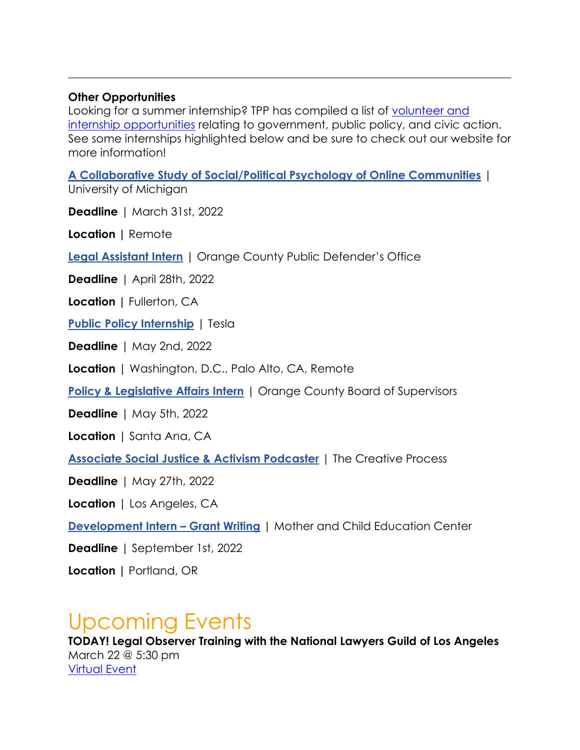---

**Other Opportunities**
Looking for a summer internship? TPP has compiled a list of volunteer and internship opportunities relating to government, public policy, and civic action. See some internships highlighted below and be sure to check out our website for more information!

**A Collaborative Study of Social/Political Psychology of Online Communities** | University of Michigan

**Deadline** | March 31st, 2022

**Location** | Remote

**Legal Assistant Intern** | Orange County Public Defender's Office

**Deadline** | April 28th, 2022

**Location** | Fullerton, CA

**Public Policy Internship** | Tesla

**Deadline** | May 2nd, 2022

**Location** | Washington, D.C., Palo Alto, CA, Remote

**Policy & Legislative Affairs Intern** | Orange County Board of Supervisors

**Deadline** | May 5th, 2022

**Location** | Santa Ana, CA

**Associate Social Justice & Activism Podcaster** | The Creative Process

**Deadline** | May 27th, 2022

**Location** | Los Angeles, CA

**Development Intern – Grant Writing** | Mother and Child Education Center

**Deadline** | September 1st, 2022

**Location** | Portland, OR

# Upcoming Events

**TODAY! Legal Observer Training with the National Lawyers Guild of Los Angeles**
March 22 @ 5:30 pm
Virtual Event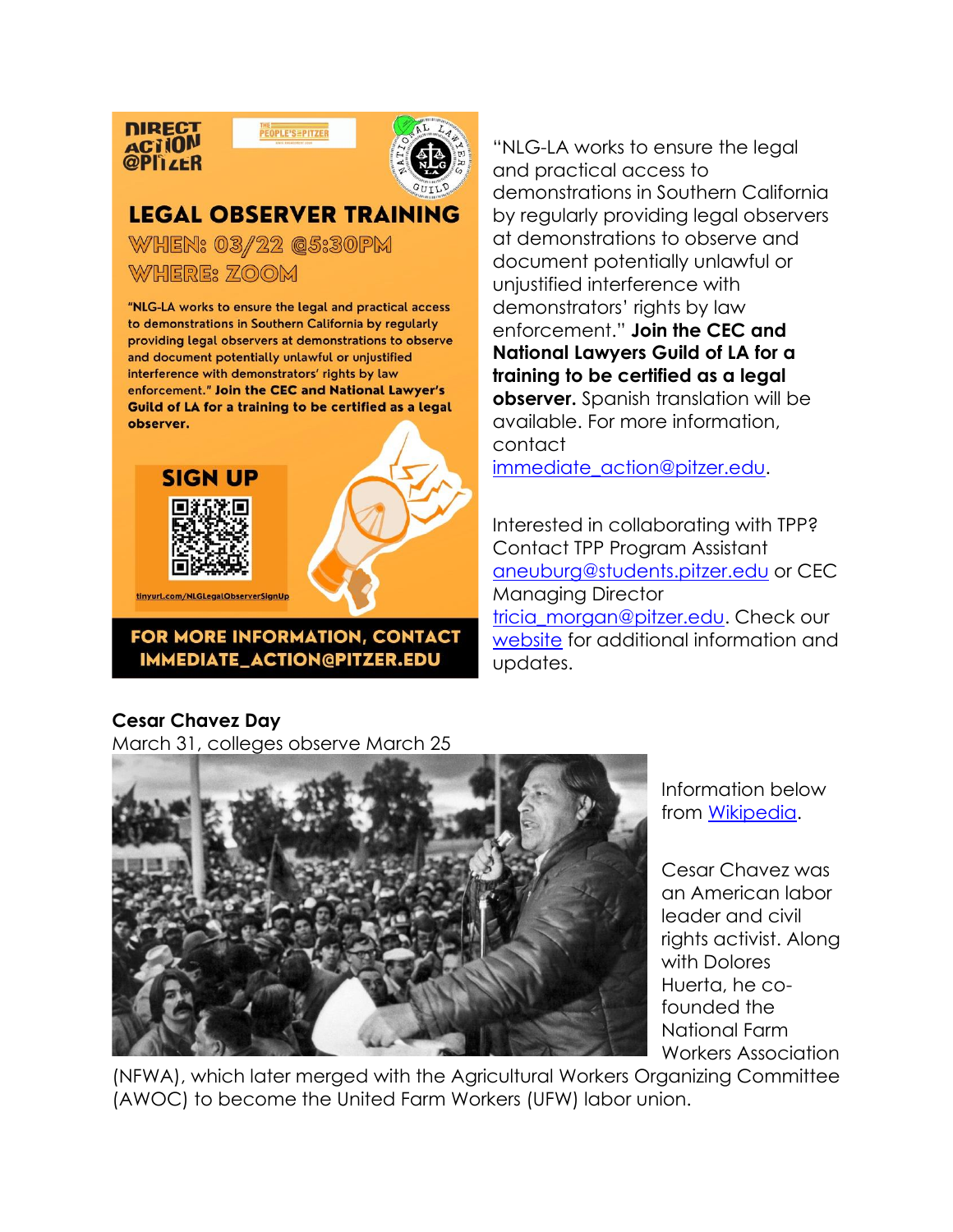**LEGAL OBSERVER TRAINING**

WHEN: 03/22 @5:30PM

WHERE: ZOOM

"NLG-LA works to ensure the legal and practical access to demonstrations in Southern California by regularly providing legal observers at demonstrations to observe and document potentially unlawful or unjustified interference with demonstrators' rights by law enforcement." **Join the CEC and National Lawyer's Guild of LA for a training to be certified as a legal observer.**

**SIGN UP**

tinyurl.com/NLGLegalObserverSignUp

**FOR MORE INFORMATION, CONTACT IMMEDIATE_ACTION@PITZER.EDU**

"NLG-LA works to ensure the legal and practical access to demonstrations in Southern California by regularly providing legal observers at demonstrations to observe and document potentially unlawful or unjustified interference with demonstrators' rights by law enforcement." **Join the CEC and National Lawyers Guild of LA for a training to be certified as a legal observer.** Spanish translation will be available. For more information, contact immediate_action@pitzer.edu.

Interested in collaborating with TPP? Contact TPP Program Assistant aneuburg@students.pitzer.edu or CEC Managing Director tricia_morgan@pitzer.edu. Check our website for additional information and updates.

**Cesar Chavez Day**

March 31, colleges observe March 25

Information below from Wikipedia.

Cesar Chavez was an American labor leader and civil rights activist. Along with Dolores Huerta, he co-founded the National Farm Workers Association (NFWA), which later merged with the Agricultural Workers Organizing Committee (AWOC) to become the United Farm Workers (UFW) labor union.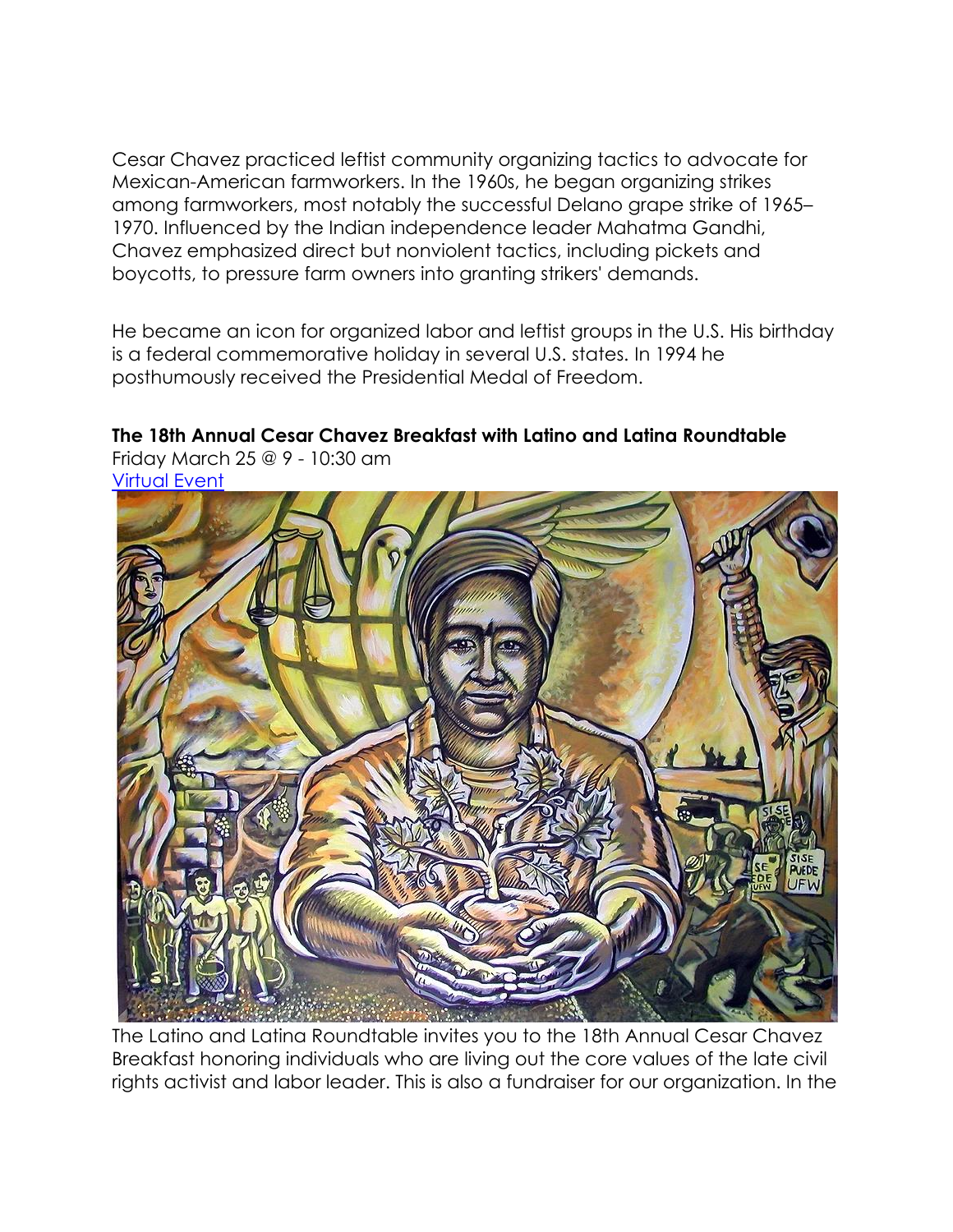Cesar Chavez practiced leftist community organizing tactics to advocate for Mexican-American farmworkers. In the 1960s, he began organizing strikes among farmworkers, most notably the successful Delano grape strike of 1965–1970. Influenced by the Indian independence leader Mahatma Gandhi, Chavez emphasized direct but nonviolent tactics, including pickets and boycotts, to pressure farm owners into granting strikers' demands.

He became an icon for organized labor and leftist groups in the U.S. His birthday is a federal commemorative holiday in several U.S. states. In 1994 he posthumously received the Presidential Medal of Freedom.

**The 18th Annual Cesar Chavez Breakfast with Latino and Latina Roundtable**
Friday March 25 @ 9 - 10:30 am
Virtual Event

The Latino and Latina Roundtable invites you to the 18th Annual Cesar Chavez Breakfast honoring individuals who are living out the core values of the late civil rights activist and labor leader. This is also a fundraiser for our organization. In the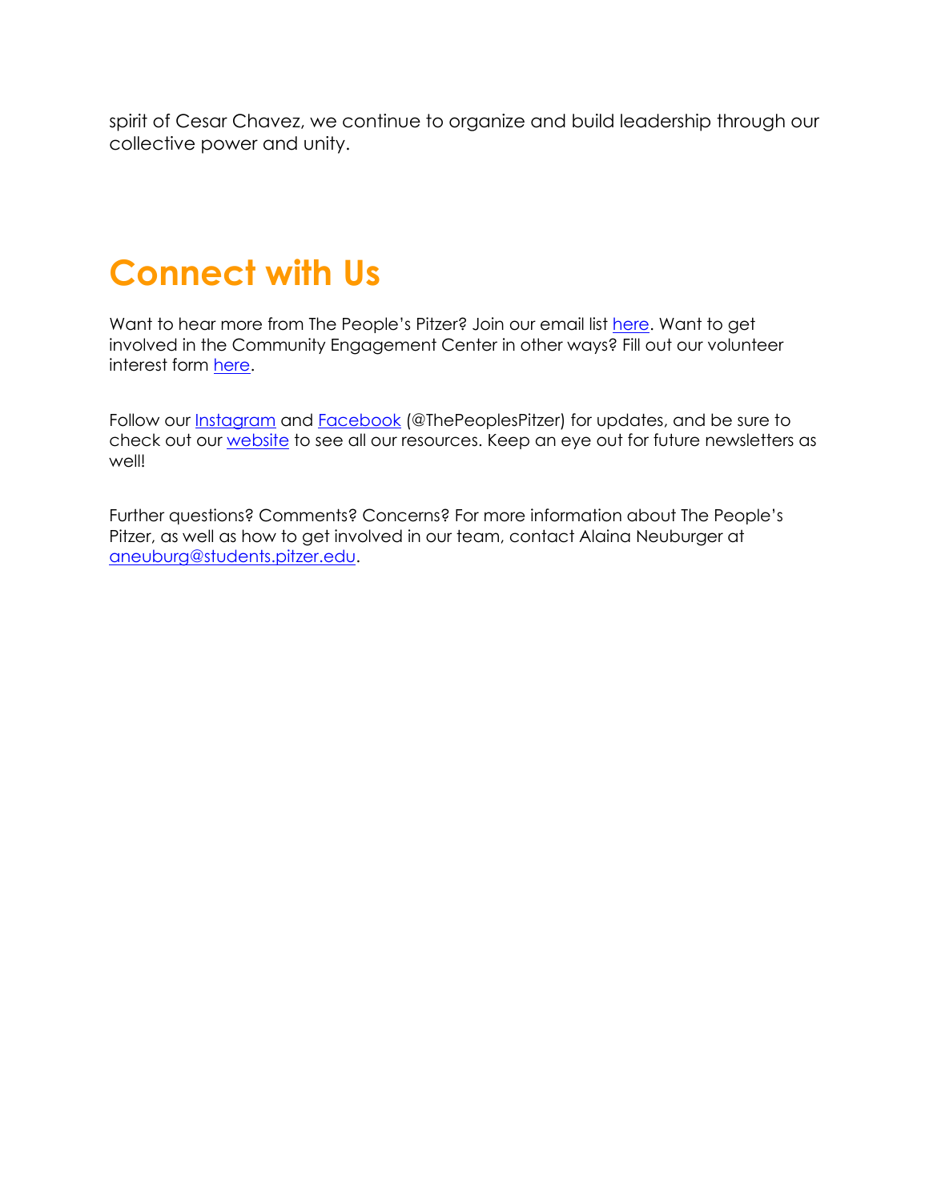spirit of Cesar Chavez, we continue to organize and build leadership through our collective power and unity.

# Connect with Us

Want to hear more from The People's Pitzer? Join our email list here. Want to get involved in the Community Engagement Center in other ways? Fill out our volunteer interest form here.

Follow our Instagram and Facebook (@ThePeoplesPitzer) for updates, and be sure to check out our website to see all our resources. Keep an eye out for future newsletters as well!

Further questions? Comments? Concerns? For more information about The People's Pitzer, as well as how to get involved in our team, contact Alaina Neuburger at aneuburg@students.pitzer.edu.